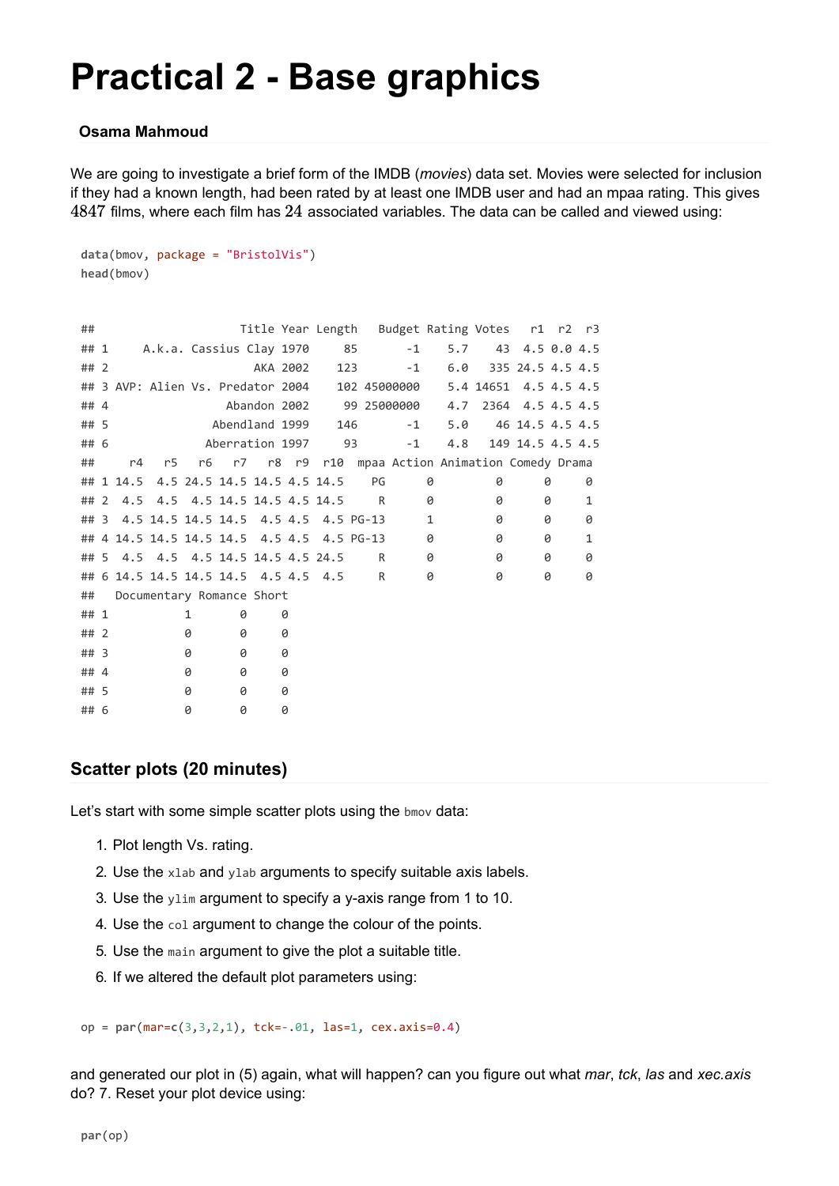# Practical 2 - Base graphics

**Osama Mahmoud**

We are going to investigate a brief form of the IMDB (*movies*) data set. Movies were selected for inclusion if they had a known length, had been rated by at least one IMDB user and had an mpaa rating. This gives $4847$ films, where each film has $24$ associated variables. The data can be called and viewed using:

```
data(bmov, package = "BristolVis")
head(bmov)
```

```
##                    Title Year Length   Budget Rating Votes   r1  r2  r3
## 1     A.k.a. Cassius Clay 1970     85       -1    5.7    43  4.5 0.0 4.5
## 2                     AKA 2002    123       -1    6.0   335 24.5 4.5 4.5
## 3 AVP: Alien Vs. Predator 2004    102 45000000    5.4 14651  4.5 4.5 4.5
## 4                 Abandon 2002     99 25000000    4.7  2364  4.5 4.5 4.5
## 5               Abendland 1999    146       -1    5.0    46 14.5 4.5 4.5
## 6              Aberration 1997     93       -1    4.8   149 14.5 4.5 4.5
##     r4   r5   r6   r7   r8  r9  r10  mpaa Action Animation Comedy Drama
## 1 14.5  4.5 24.5 14.5 14.5 4.5 14.5    PG      0         0      0     0
## 2  4.5  4.5  4.5 14.5 14.5 4.5 14.5     R      0         0      0     1
## 3  4.5 14.5 14.5 14.5  4.5 4.5  4.5 PG-13      1         0      0     0
## 4 14.5 14.5 14.5 14.5  4.5 4.5  4.5 PG-13      0         0      0     1
## 5  4.5  4.5  4.5 14.5 14.5 4.5 24.5     R      0         0      0     0
## 6 14.5 14.5 14.5 14.5  4.5 4.5  4.5     R      0         0      0     0
##   Documentary Romance Short
## 1           1       0     0
## 2           0       0     0
## 3           0       0     0
## 4           0       0     0
## 5           0       0     0
## 6           0       0     0
```

## Scatter plots (20 minutes)

Let's start with some simple scatter plots using the `bmov` data:

1. Plot length Vs. rating.
2. Use the `xlab` and `ylab` arguments to specify suitable axis labels.
3. Use the `ylim` argument to specify a y-axis range from 1 to 10.
4. Use the `col` argument to change the colour of the points.
5. Use the `main` argument to give the plot a suitable title.
6. If we altered the default plot parameters using:

```
op = par(mar=c(3,3,2,1), tck=-.01, las=1, cex.axis=0.4)
```

and generated our plot in (5) again, what will happen? can you figure out what *mar*, *tck*, *las* and *xec.axis* do? 7. Reset your plot device using:

```
par(op)
```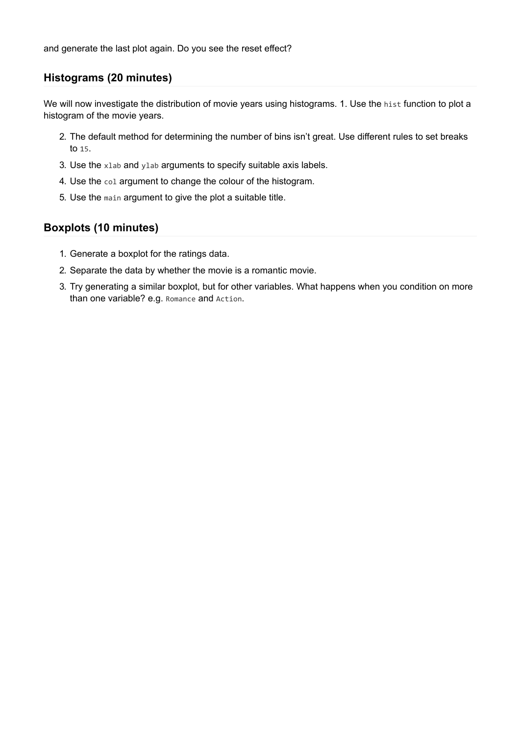and generate the last plot again. Do you see the reset effect?

## Histograms (20 minutes)

We will now investigate the distribution of movie years using histograms. 1. Use the `hist` function to plot a histogram of the movie years.

2. The default method for determining the number of bins isn't great. Use different rules to set breaks to `15`.
3. Use the `xlab` and `ylab` arguments to specify suitable axis labels.
4. Use the `col` argument to change the colour of the histogram.
5. Use the `main` argument to give the plot a suitable title.

## Boxplots (10 minutes)

1. Generate a boxplot for the ratings data.
2. Separate the data by whether the movie is a romantic movie.
3. Try generating a similar boxplot, but for other variables. What happens when you condition on more than one variable? e.g. `Romance` and `Action`.